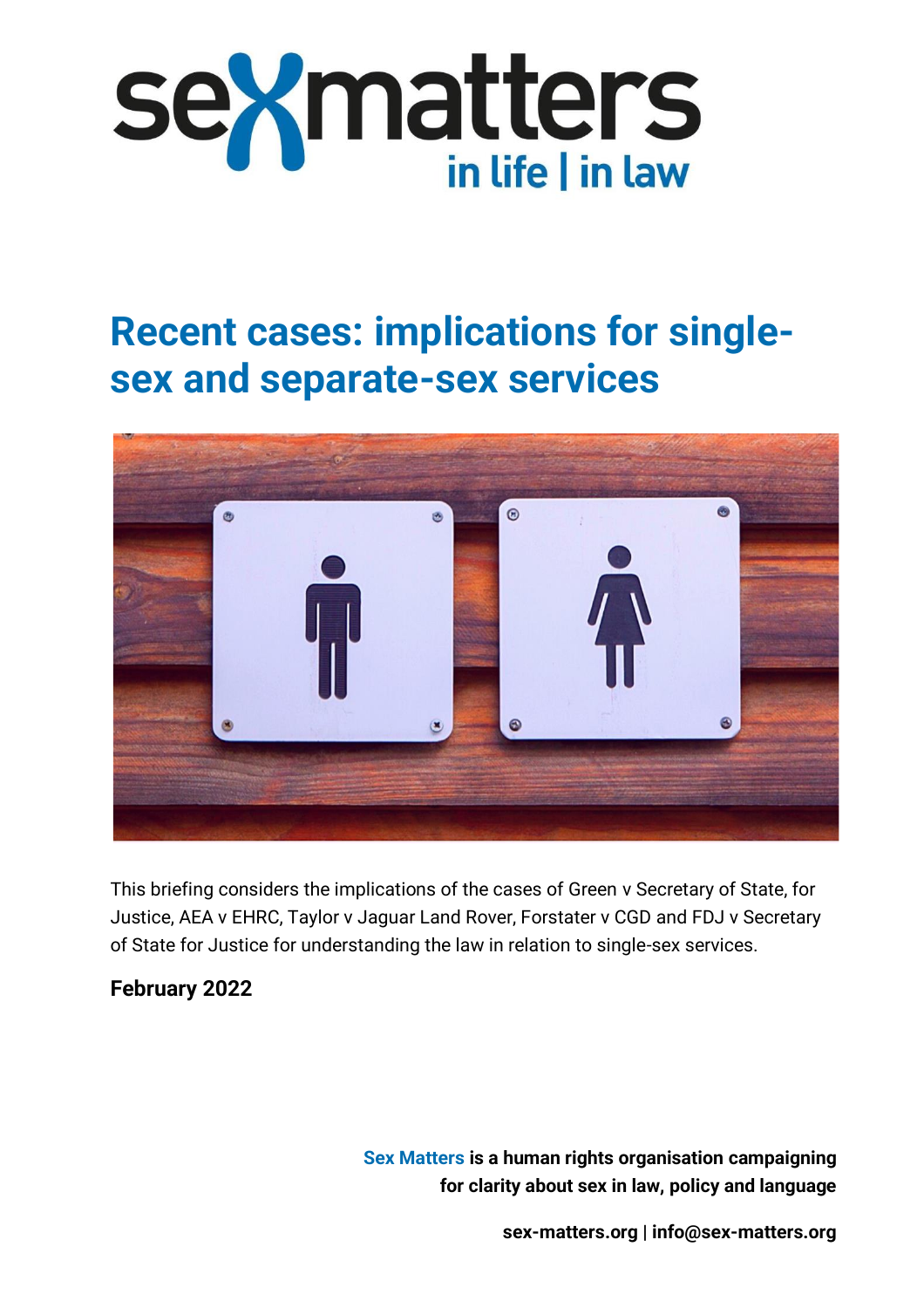# sexmatters

in life | in law

# Recent cases: implications for single-sex and separate-sex services

This briefing considers the implications of the cases of Green v Secretary of State, for Justice, AEA v EHRC, Taylor v Jaguar Land Rover, Forstater v CGD and FDJ v Secretary of State for Justice for understanding the law in relation to single-sex services.

**February 2022**

**Sex Matters is a human rights organisation campaigning for clarity about sex in law, policy and language**

**sex-matters.org | info@sex-matters.org**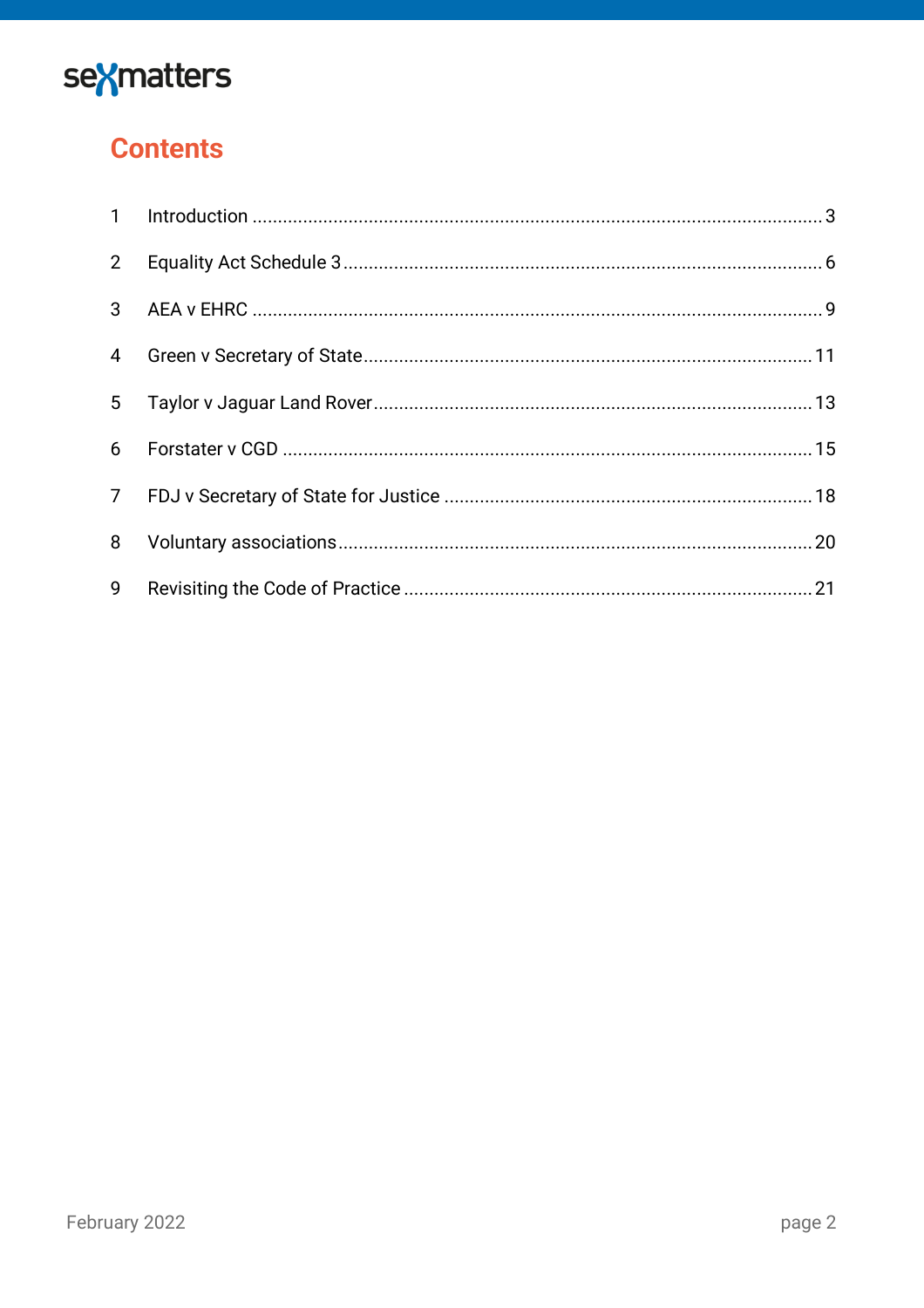## Contents

| | | |
|---|---|---|
| 1 | Introduction | 3 |
| 2 | Equality Act Schedule 3 | 6 |
| 3 | AEA v EHRC | 9 |
| 4 | Green v Secretary of State | 11 |
| 5 | Taylor v Jaguar Land Rover | 13 |
| 6 | Forstater v CGD | 15 |
| 7 | FDJ v Secretary of State for Justice | 18 |
| 8 | Voluntary associations | 20 |
| 9 | Revisiting the Code of Practice | 21 |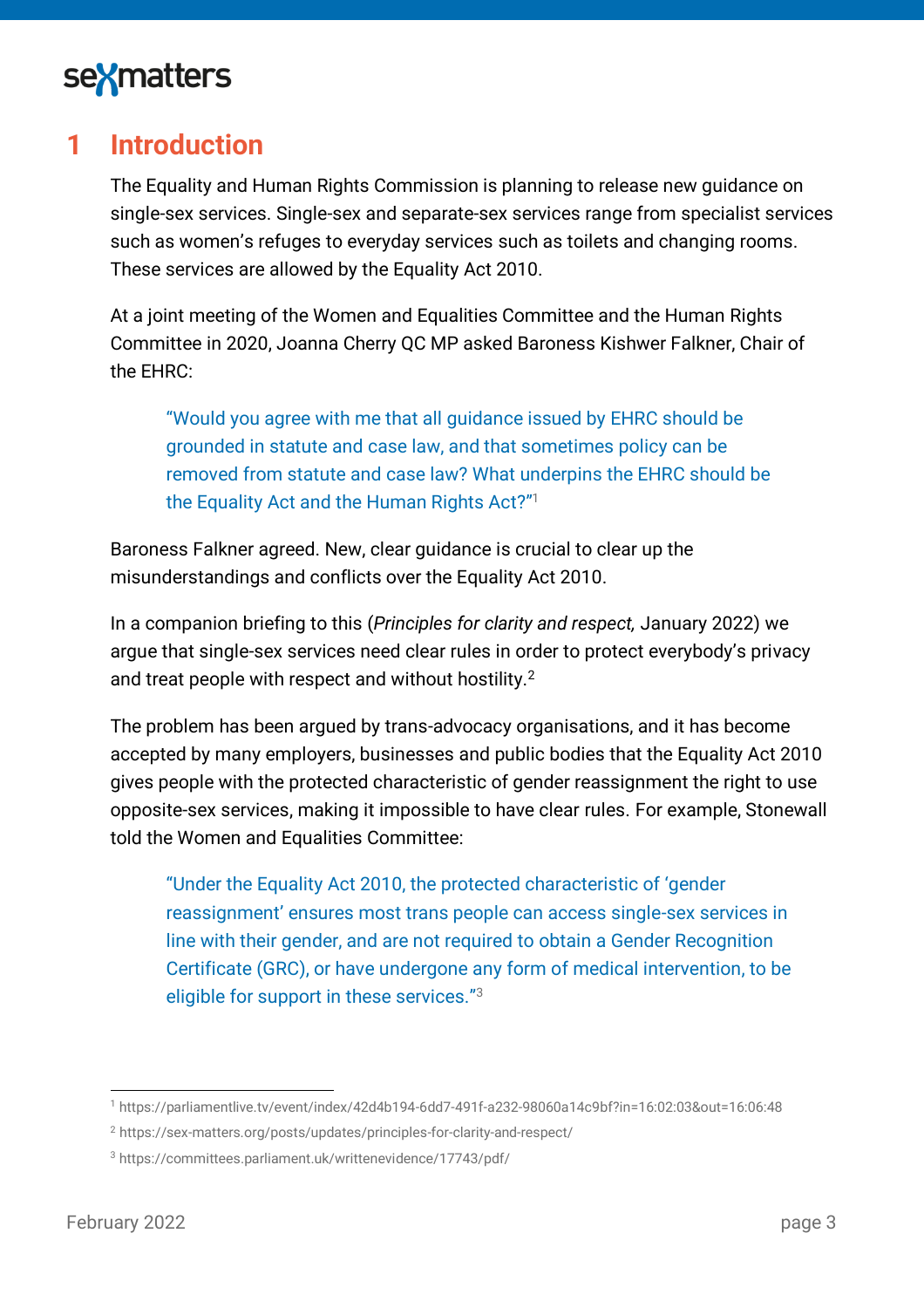# 1 Introduction

The Equality and Human Rights Commission is planning to release new guidance on single-sex services. Single-sex and separate-sex services range from specialist services such as women's refuges to everyday services such as toilets and changing rooms. These services are allowed by the Equality Act 2010.

At a joint meeting of the Women and Equalities Committee and the Human Rights Committee in 2020, Joanna Cherry QC MP asked Baroness Kishwer Falkner, Chair of the EHRC:

> "Would you agree with me that all guidance issued by EHRC should be grounded in statute and case law, and that sometimes policy can be removed from statute and case law? What underpins the EHRC should be the Equality Act and the Human Rights Act?"[1]

Baroness Falkner agreed. New, clear guidance is crucial to clear up the misunderstandings and conflicts over the Equality Act 2010.

In a companion briefing to this (*Principles for clarity and respect,* January 2022) we argue that single-sex services need clear rules in order to protect everybody's privacy and treat people with respect and without hostility.[2]

The problem has been argued by trans-advocacy organisations, and it has become accepted by many employers, businesses and public bodies that the Equality Act 2010 gives people with the protected characteristic of gender reassignment the right to use opposite-sex services, making it impossible to have clear rules. For example, Stonewall told the Women and Equalities Committee:

> "Under the Equality Act 2010, the protected characteristic of 'gender reassignment' ensures most trans people can access single-sex services in line with their gender, and are not required to obtain a Gender Recognition Certificate (GRC), or have undergone any form of medical intervention, to be eligible for support in these services."[3]

---

[1] https://parliamentlive.tv/event/index/42d4b194-6dd7-491f-a232-98060a14c9bf?in=16:02:03&out=16:06:48

[2] https://sex-matters.org/posts/updates/principles-for-clarity-and-respect/

[3] https://committees.parliament.uk/writtenevidence/17743/pdf/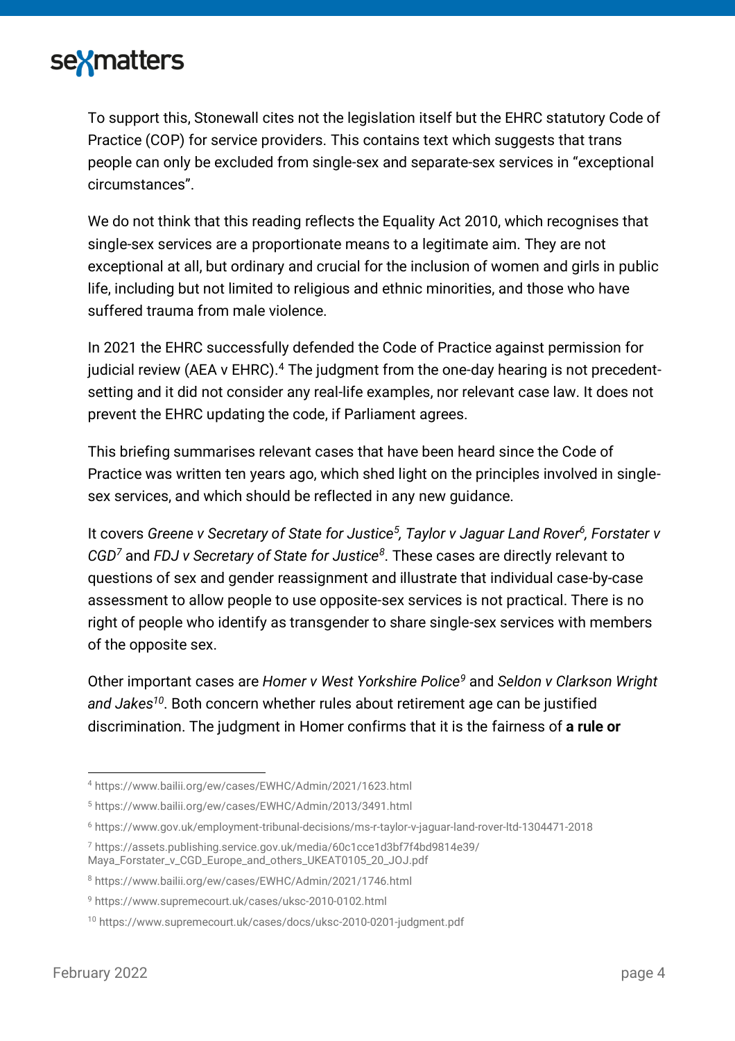To support this, Stonewall cites not the legislation itself but the EHRC statutory Code of Practice (COP) for service providers. This contains text which suggests that trans people can only be excluded from single-sex and separate-sex services in "exceptional circumstances".

We do not think that this reading reflects the Equality Act 2010, which recognises that single-sex services are a proportionate means to a legitimate aim. They are not exceptional at all, but ordinary and crucial for the inclusion of women and girls in public life, including but not limited to religious and ethnic minorities, and those who have suffered trauma from male violence.

In 2021 the EHRC successfully defended the Code of Practice against permission for judicial review (AEA v EHRC).[4] The judgment from the one-day hearing is not precedent-setting and it did not consider any real-life examples, nor relevant case law. It does not prevent the EHRC updating the code, if Parliament agrees.

This briefing summarises relevant cases that have been heard since the Code of Practice was written ten years ago, which shed light on the principles involved in single-sex services, and which should be reflected in any new guidance.

It covers *Greene v Secretary of State for Justice*[5], *Taylor v Jaguar Land Rover*[6], *Forstater v CGD*[7] and *FDJ v Secretary of State for Justice*[8]. These cases are directly relevant to questions of sex and gender reassignment and illustrate that individual case-by-case assessment to allow people to use opposite-sex services is not practical. There is no right of people who identify as transgender to share single-sex services with members of the opposite sex.

Other important cases are *Homer v West Yorkshire Police*[9] and *Seldon v Clarkson Wright and Jakes*[10]. Both concern whether rules about retirement age can be justified discrimination. The judgment in Homer confirms that it is the fairness of **a rule or**

---

[4] https://www.bailii.org/ew/cases/EWHC/Admin/2021/1623.html

[5] https://www.bailii.org/ew/cases/EWHC/Admin/2013/3491.html

[6] https://www.gov.uk/employment-tribunal-decisions/ms-r-taylor-v-jaguar-land-rover-ltd-1304471-2018

[7] https://assets.publishing.service.gov.uk/media/60c1cce1d3bf7f4bd9814e39/Maya_Forstater_v_CGD_Europe_and_others_UKEAT0105_20_JOJ.pdf

[8] https://www.bailii.org/ew/cases/EWHC/Admin/2021/1746.html

[9] https://www.supremecourt.uk/cases/uksc-2010-0102.html

[10] https://www.supremecourt.uk/cases/docs/uksc-2010-0201-judgment.pdf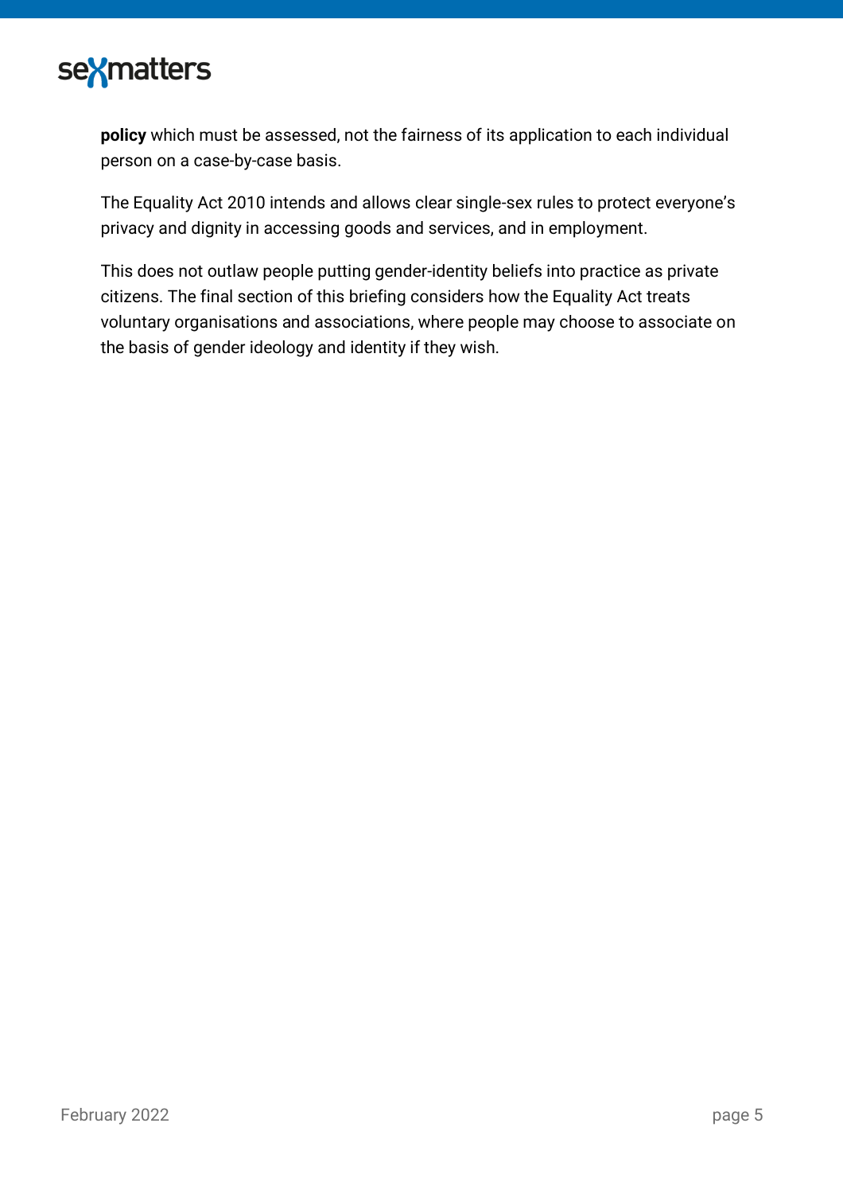**policy** which must be assessed, not the fairness of its application to each individual person on a case-by-case basis.

The Equality Act 2010 intends and allows clear single-sex rules to protect everyone's privacy and dignity in accessing goods and services, and in employment.

This does not outlaw people putting gender-identity beliefs into practice as private citizens. The final section of this briefing considers how the Equality Act treats voluntary organisations and associations, where people may choose to associate on the basis of gender ideology and identity if they wish.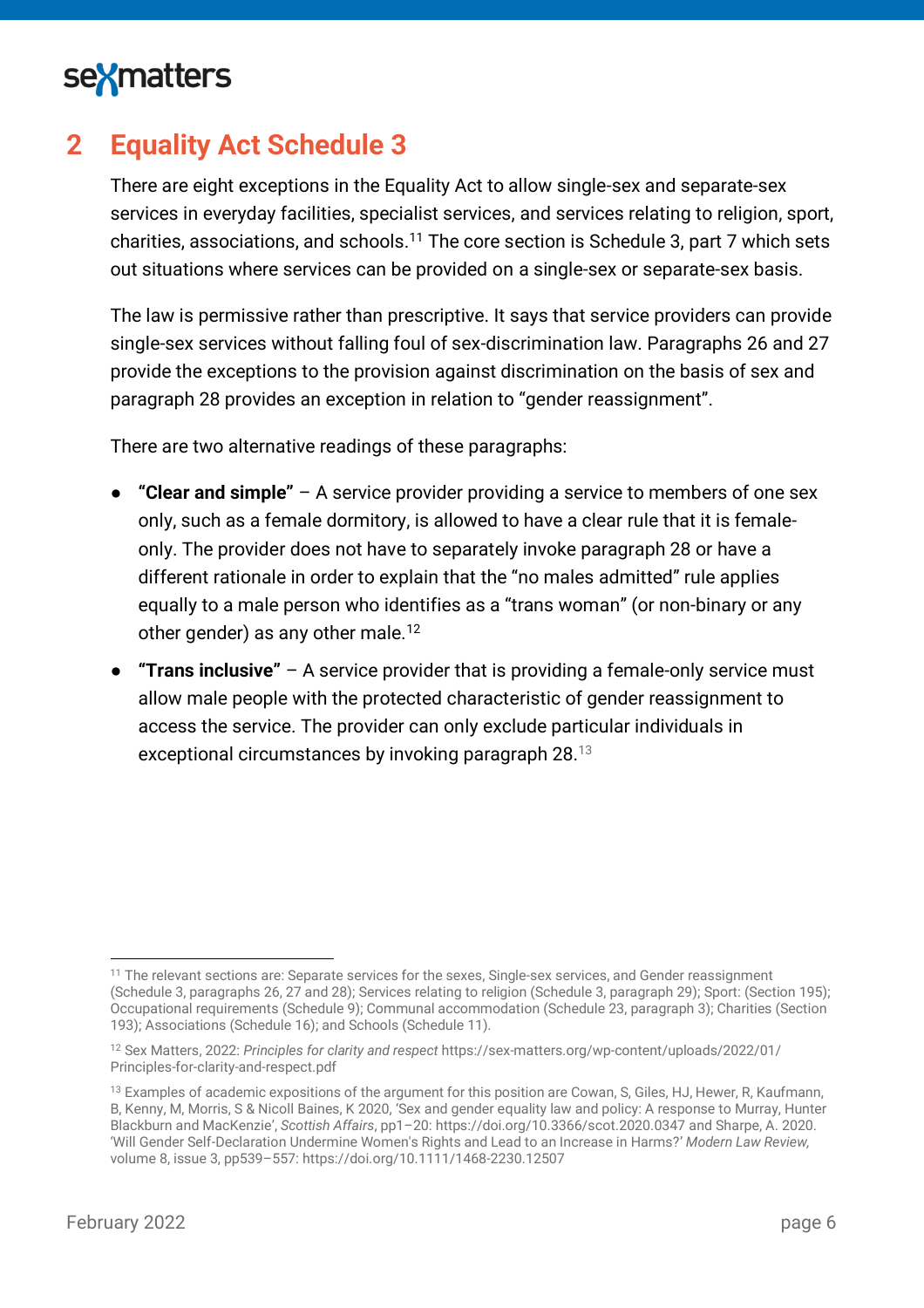## 2 Equality Act Schedule 3

There are eight exceptions in the Equality Act to allow single-sex and separate-sex services in everyday facilities, specialist services, and services relating to religion, sport, charities, associations, and schools.[11] The core section is Schedule 3, part 7 which sets out situations where services can be provided on a single-sex or separate-sex basis.

The law is permissive rather than prescriptive. It says that service providers can provide single-sex services without falling foul of sex-discrimination law. Paragraphs 26 and 27 provide the exceptions to the provision against discrimination on the basis of sex and paragraph 28 provides an exception in relation to "gender reassignment".

There are two alternative readings of these paragraphs:

- **"Clear and simple"** – A service provider providing a service to members of one sex only, such as a female dormitory, is allowed to have a clear rule that it is female-only. The provider does not have to separately invoke paragraph 28 or have a different rationale in order to explain that the "no males admitted" rule applies equally to a male person who identifies as a "trans woman" (or non-binary or any other gender) as any other male.[12]
- **"Trans inclusive"** – A service provider that is providing a female-only service must allow male people with the protected characteristic of gender reassignment to access the service. The provider can only exclude particular individuals in exceptional circumstances by invoking paragraph 28.[13]

---

[11] The relevant sections are: Separate services for the sexes, Single-sex services, and Gender reassignment (Schedule 3, paragraphs 26, 27 and 28); Services relating to religion (Schedule 3, paragraph 29); Sport: (Section 195); Occupational requirements (Schedule 9); Communal accommodation (Schedule 23, paragraph 3); Charities (Section 193); Associations (Schedule 16); and Schools (Schedule 11).

[12] Sex Matters, 2022: *Principles for clarity and respect* https://sex-matters.org/wp-content/uploads/2022/01/Principles-for-clarity-and-respect.pdf

[13] Examples of academic expositions of the argument for this position are Cowan, S, Giles, HJ, Hewer, R, Kaufmann, B, Kenny, M, Morris, S & Nicoll Baines, K 2020, 'Sex and gender equality law and policy: A response to Murray, Hunter Blackburn and MacKenzie', *Scottish Affairs*, pp1–20: https://doi.org/10.3366/scot.2020.0347 and Sharpe, A. 2020. 'Will Gender Self-Declaration Undermine Women's Rights and Lead to an Increase in Harms?' *Modern Law Review,* volume 8, issue 3, pp539–557: https://doi.org/10.1111/1468-2230.12507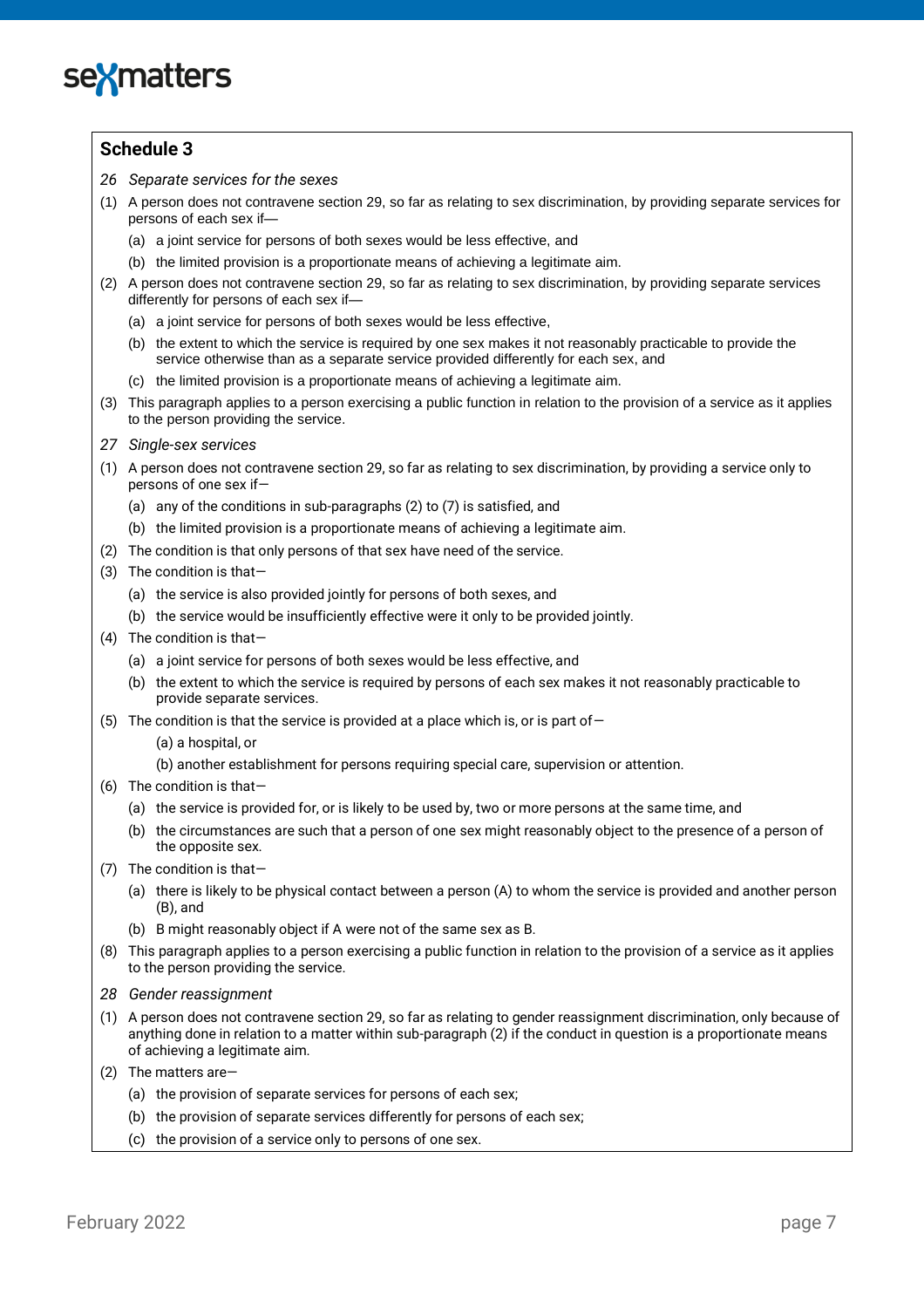## Schedule 3

*26 Separate services for the sexes*

(1) A person does not contravene section 29, so far as relating to sex discrimination, by providing separate services for persons of each sex if—

- (a) a joint service for persons of both sexes would be less effective, and
- (b) the limited provision is a proportionate means of achieving a legitimate aim.

(2) A person does not contravene section 29, so far as relating to sex discrimination, by providing separate services differently for persons of each sex if—

- (a) a joint service for persons of both sexes would be less effective,
- (b) the extent to which the service is required by one sex makes it not reasonably practicable to provide the service otherwise than as a separate service provided differently for each sex, and
- (c) the limited provision is a proportionate means of achieving a legitimate aim.

(3) This paragraph applies to a person exercising a public function in relation to the provision of a service as it applies to the person providing the service.

*27 Single-sex services*

(1) A person does not contravene section 29, so far as relating to sex discrimination, by providing a service only to persons of one sex if—

- (a) any of the conditions in sub-paragraphs (2) to (7) is satisfied, and
- (b) the limited provision is a proportionate means of achieving a legitimate aim.

(2) The condition is that only persons of that sex have need of the service.

(3) The condition is that—

- (a) the service is also provided jointly for persons of both sexes, and
- (b) the service would be insufficiently effective were it only to be provided jointly.

(4) The condition is that—

- (a) a joint service for persons of both sexes would be less effective, and
- (b) the extent to which the service is required by persons of each sex makes it not reasonably practicable to provide separate services.

(5) The condition is that the service is provided at a place which is, or is part of—

- (a) a hospital, or
- (b) another establishment for persons requiring special care, supervision or attention.

(6) The condition is that—

- (a) the service is provided for, or is likely to be used by, two or more persons at the same time, and
- (b) the circumstances are such that a person of one sex might reasonably object to the presence of a person of the opposite sex.

(7) The condition is that—

- (a) there is likely to be physical contact between a person (A) to whom the service is provided and another person (B), and
- (b) B might reasonably object if A were not of the same sex as B.

(8) This paragraph applies to a person exercising a public function in relation to the provision of a service as it applies to the person providing the service.

*28 Gender reassignment*

(1) A person does not contravene section 29, so far as relating to gender reassignment discrimination, only because of anything done in relation to a matter within sub-paragraph (2) if the conduct in question is a proportionate means of achieving a legitimate aim.

(2) The matters are—

- (a) the provision of separate services for persons of each sex;
- (b) the provision of separate services differently for persons of each sex;
- (c) the provision of a service only to persons of one sex.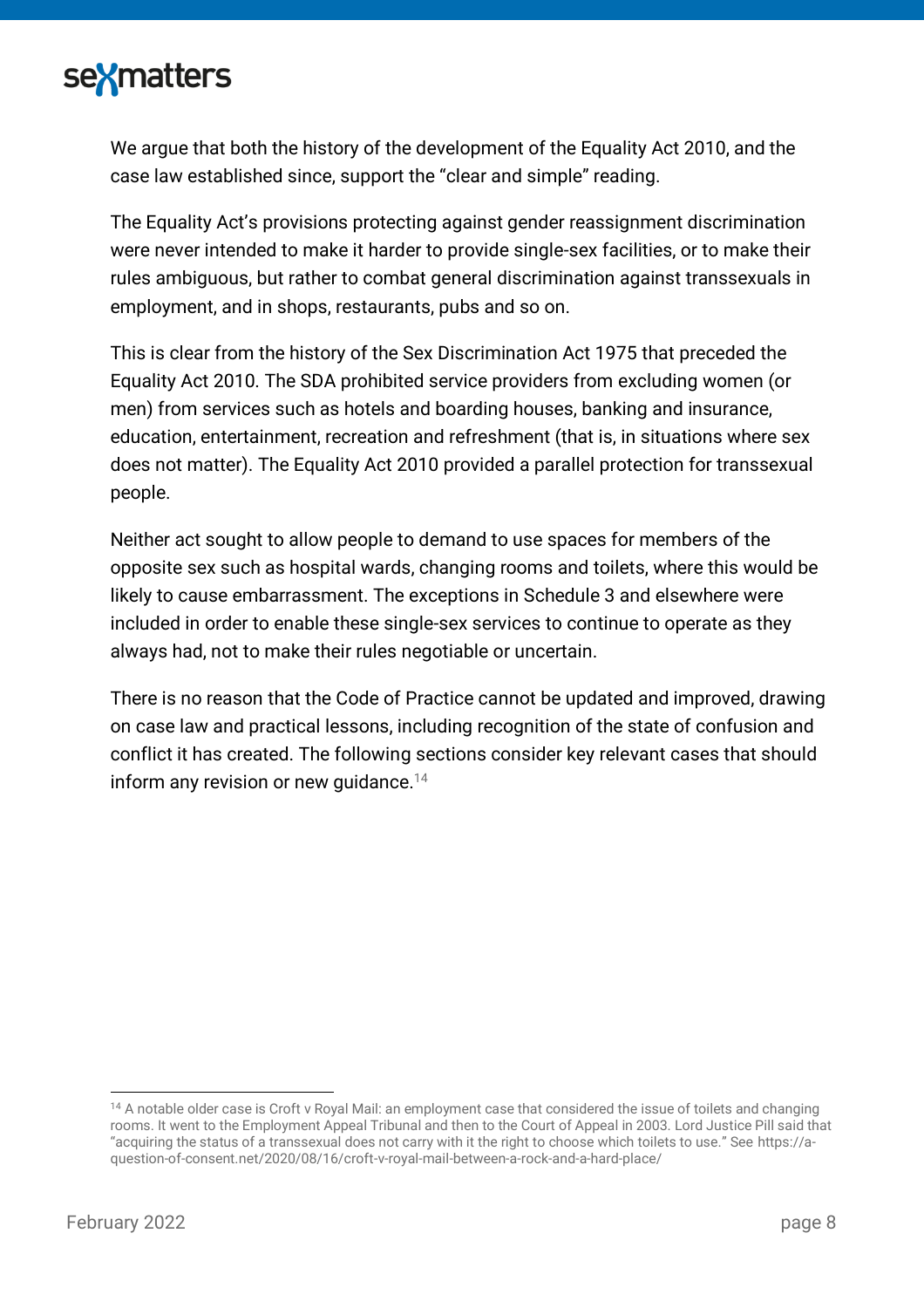We argue that both the history of the development of the Equality Act 2010, and the case law established since, support the "clear and simple" reading.

The Equality Act's provisions protecting against gender reassignment discrimination were never intended to make it harder to provide single-sex facilities, or to make their rules ambiguous, but rather to combat general discrimination against transsexuals in employment, and in shops, restaurants, pubs and so on.

This is clear from the history of the Sex Discrimination Act 1975 that preceded the Equality Act 2010. The SDA prohibited service providers from excluding women (or men) from services such as hotels and boarding houses, banking and insurance, education, entertainment, recreation and refreshment (that is, in situations where sex does not matter). The Equality Act 2010 provided a parallel protection for transsexual people.

Neither act sought to allow people to demand to use spaces for members of the opposite sex such as hospital wards, changing rooms and toilets, where this would be likely to cause embarrassment. The exceptions in Schedule 3 and elsewhere were included in order to enable these single-sex services to continue to operate as they always had, not to make their rules negotiable or uncertain.

There is no reason that the Code of Practice cannot be updated and improved, drawing on case law and practical lessons, including recognition of the state of confusion and conflict it has created. The following sections consider key relevant cases that should inform any revision or new guidance.[14]

---

[14] A notable older case is Croft v Royal Mail: an employment case that considered the issue of toilets and changing rooms. It went to the Employment Appeal Tribunal and then to the Court of Appeal in 2003. Lord Justice Pill said that "acquiring the status of a transsexual does not carry with it the right to choose which toilets to use." See https://a-question-of-consent.net/2020/08/16/croft-v-royal-mail-between-a-rock-and-a-hard-place/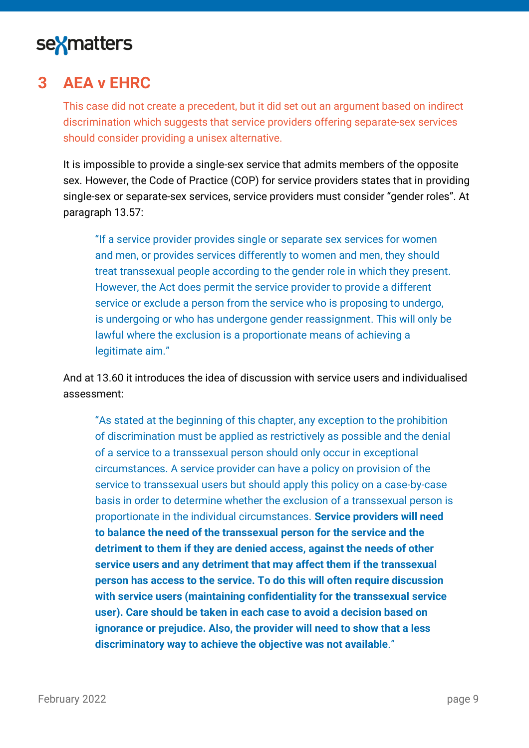## 3 AEA v EHRC

This case did not create a precedent, but it did set out an argument based on indirect discrimination which suggests that service providers offering separate-sex services should consider providing a unisex alternative.

It is impossible to provide a single-sex service that admits members of the opposite sex. However, the Code of Practice (COP) for service providers states that in providing single-sex or separate-sex services, service providers must consider "gender roles". At paragraph 13.57:

> "If a service provider provides single or separate sex services for women and men, or provides services differently to women and men, they should treat transsexual people according to the gender role in which they present. However, the Act does permit the service provider to provide a different service or exclude a person from the service who is proposing to undergo, is undergoing or who has undergone gender reassignment. This will only be lawful where the exclusion is a proportionate means of achieving a legitimate aim."

And at 13.60 it introduces the idea of discussion with service users and individualised assessment:

> "As stated at the beginning of this chapter, any exception to the prohibition of discrimination must be applied as restrictively as possible and the denial of a service to a transsexual person should only occur in exceptional circumstances. A service provider can have a policy on provision of the service to transsexual users but should apply this policy on a case-by-case basis in order to determine whether the exclusion of a transsexual person is proportionate in the individual circumstances. **Service providers will need to balance the need of the transsexual person for the service and the detriment to them if they are denied access, against the needs of other service users and any detriment that may affect them if the transsexual person has access to the service. To do this will often require discussion with service users (maintaining confidentiality for the transsexual service user). Care should be taken in each case to avoid a decision based on ignorance or prejudice. Also, the provider will need to show that a less discriminatory way to achieve the objective was not available**."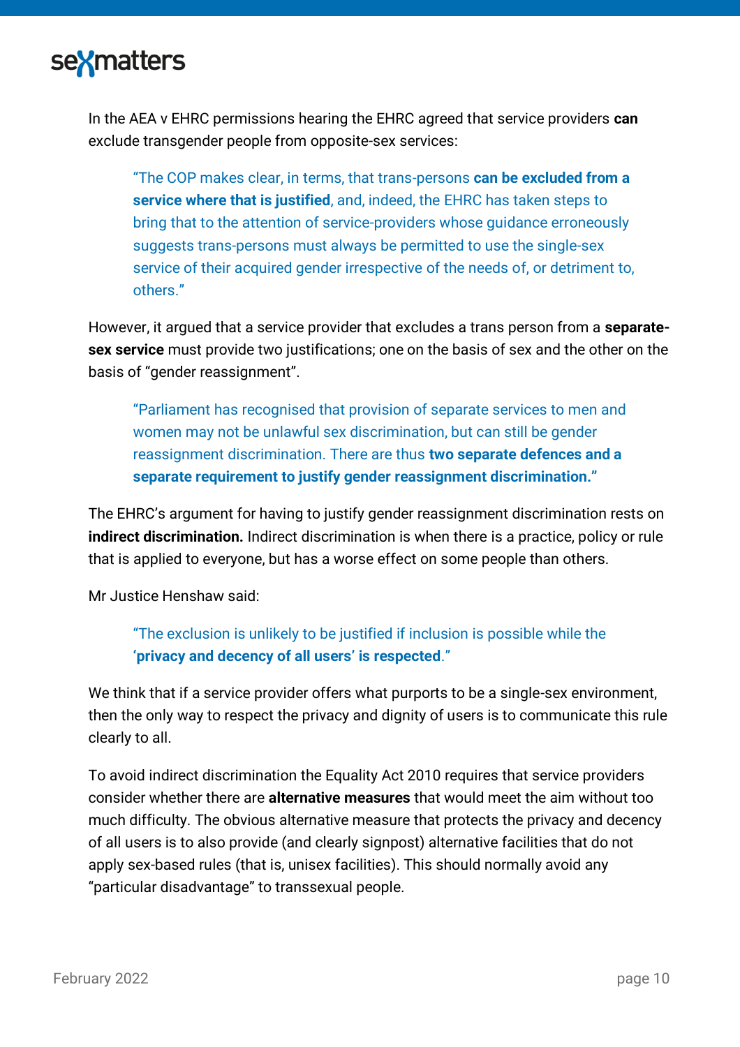In the AEA v EHRC permissions hearing the EHRC agreed that service providers **can** exclude transgender people from opposite-sex services:

> "The COP makes clear, in terms, that trans-persons **can be excluded from a service where that is justified**, and, indeed, the EHRC has taken steps to bring that to the attention of service-providers whose guidance erroneously suggests trans-persons must always be permitted to use the single-sex service of their acquired gender irrespective of the needs of, or detriment to, others."

However, it argued that a service provider that excludes a trans person from a **separate-sex service** must provide two justifications; one on the basis of sex and the other on the basis of "gender reassignment".

> "Parliament has recognised that provision of separate services to men and women may not be unlawful sex discrimination, but can still be gender reassignment discrimination. There are thus **two separate defences and a separate requirement to justify gender reassignment discrimination."**

The EHRC's argument for having to justify gender reassignment discrimination rests on **indirect discrimination.** Indirect discrimination is when there is a practice, policy or rule that is applied to everyone, but has a worse effect on some people than others.

Mr Justice Henshaw said:

> "The exclusion is unlikely to be justified if inclusion is possible while the **'privacy and decency of all users' is respected**."

We think that if a service provider offers what purports to be a single-sex environment, then the only way to respect the privacy and dignity of users is to communicate this rule clearly to all.

To avoid indirect discrimination the Equality Act 2010 requires that service providers consider whether there are **alternative measures** that would meet the aim without too much difficulty. The obvious alternative measure that protects the privacy and decency of all users is to also provide (and clearly signpost) alternative facilities that do not apply sex-based rules (that is, unisex facilities). This should normally avoid any "particular disadvantage" to transsexual people.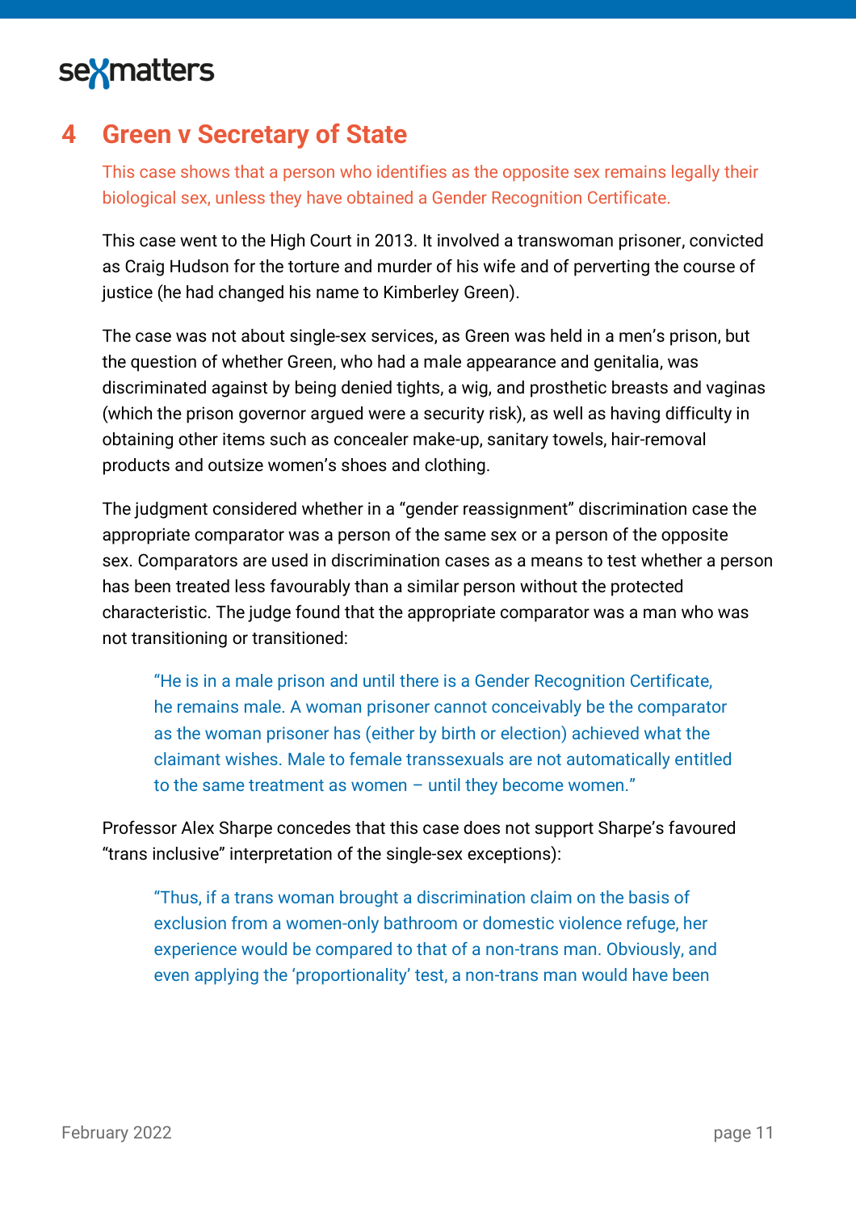## 4 Green v Secretary of State

This case shows that a person who identifies as the opposite sex remains legally their biological sex, unless they have obtained a Gender Recognition Certificate.

This case went to the High Court in 2013. It involved a transwoman prisoner, convicted as Craig Hudson for the torture and murder of his wife and of perverting the course of justice (he had changed his name to Kimberley Green).

The case was not about single-sex services, as Green was held in a men's prison, but the question of whether Green, who had a male appearance and genitalia, was discriminated against by being denied tights, a wig, and prosthetic breasts and vaginas (which the prison governor argued were a security risk), as well as having difficulty in obtaining other items such as concealer make-up, sanitary towels, hair-removal products and outsize women's shoes and clothing.

The judgment considered whether in a "gender reassignment" discrimination case the appropriate comparator was a person of the same sex or a person of the opposite sex. Comparators are used in discrimination cases as a means to test whether a person has been treated less favourably than a similar person without the protected characteristic. The judge found that the appropriate comparator was a man who was not transitioning or transitioned:

> "He is in a male prison and until there is a Gender Recognition Certificate, he remains male. A woman prisoner cannot conceivably be the comparator as the woman prisoner has (either by birth or election) achieved what the claimant wishes. Male to female transsexuals are not automatically entitled to the same treatment as women – until they become women."

Professor Alex Sharpe concedes that this case does not support Sharpe's favoured "trans inclusive" interpretation of the single-sex exceptions):

> "Thus, if a trans woman brought a discrimination claim on the basis of exclusion from a women-only bathroom or domestic violence refuge, her experience would be compared to that of a non-trans man. Obviously, and even applying the 'proportionality' test, a non-trans man would have been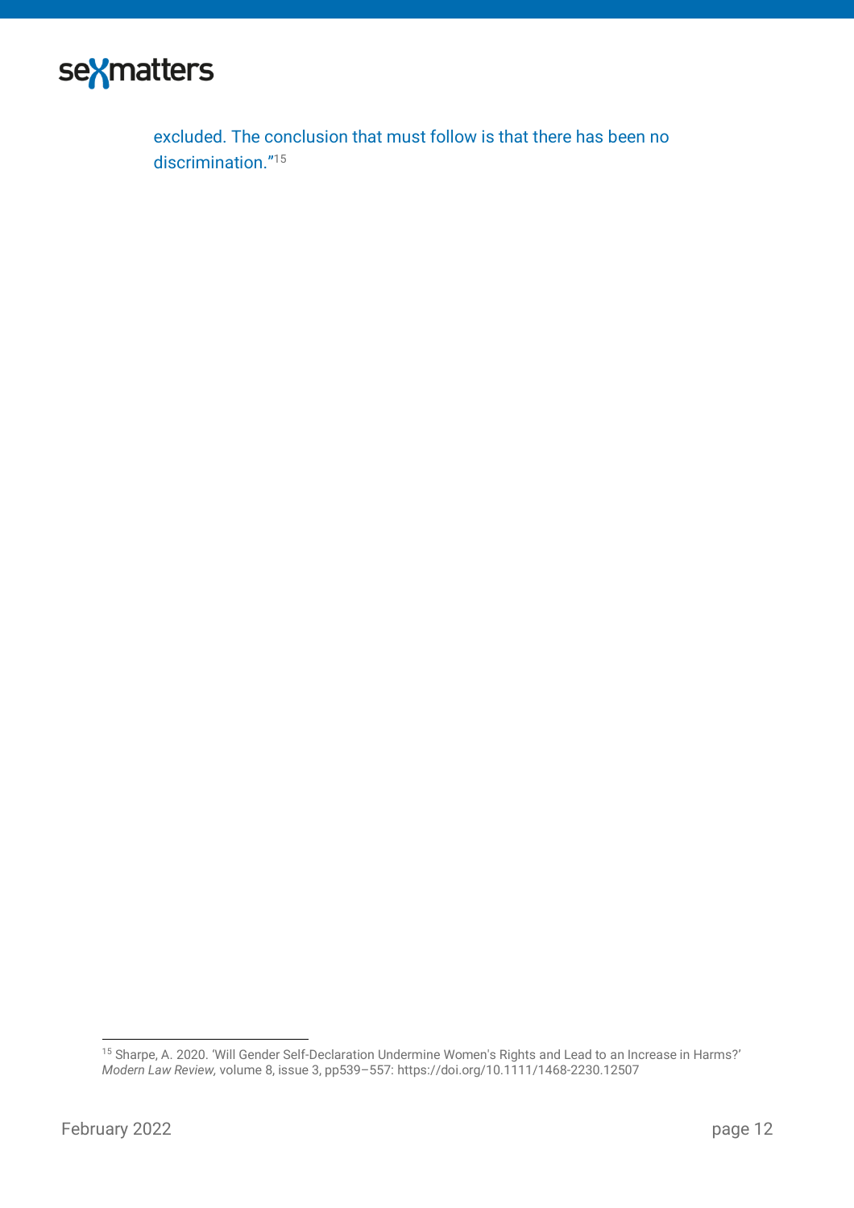excluded. The conclusion that must follow is that there has been no discrimination."[15]

---

[15] Sharpe, A. 2020. 'Will Gender Self-Declaration Undermine Women's Rights and Lead to an Increase in Harms?' *Modern Law Review,* volume 8, issue 3, pp539–557: https://doi.org/10.1111/1468-2230.12507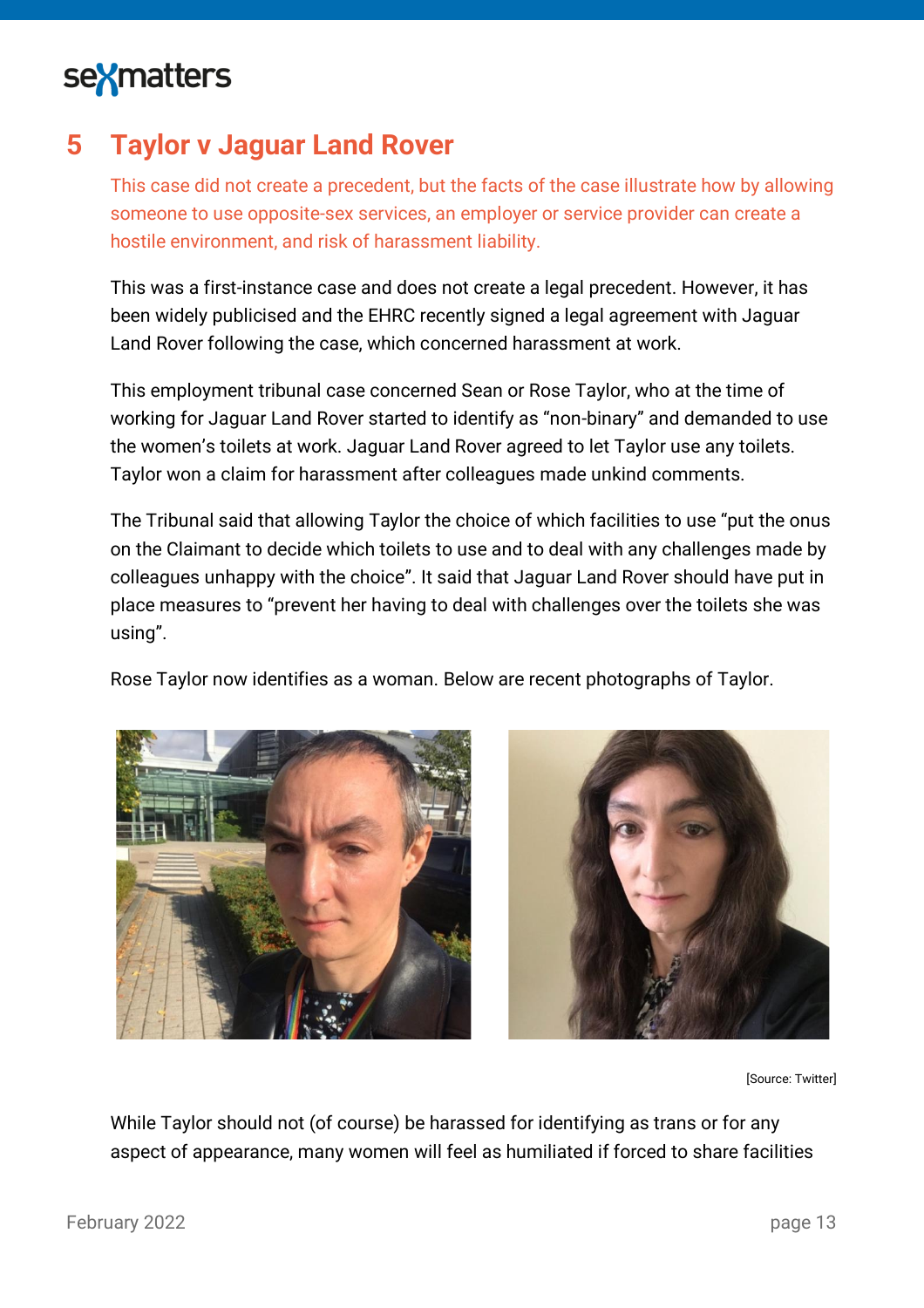## 5 Taylor v Jaguar Land Rover

This case did not create a precedent, but the facts of the case illustrate how by allowing someone to use opposite-sex services, an employer or service provider can create a hostile environment, and risk of harassment liability.

This was a first-instance case and does not create a legal precedent. However, it has been widely publicised and the EHRC recently signed a legal agreement with Jaguar Land Rover following the case, which concerned harassment at work.

This employment tribunal case concerned Sean or Rose Taylor, who at the time of working for Jaguar Land Rover started to identify as "non-binary" and demanded to use the women's toilets at work. Jaguar Land Rover agreed to let Taylor use any toilets. Taylor won a claim for harassment after colleagues made unkind comments.

The Tribunal said that allowing Taylor the choice of which facilities to use "put the onus on the Claimant to decide which toilets to use and to deal with any challenges made by colleagues unhappy with the choice". It said that Jaguar Land Rover should have put in place measures to "prevent her having to deal with challenges over the toilets she was using".

Rose Taylor now identifies as a woman. Below are recent photographs of Taylor.

[Source: Twitter]

While Taylor should not (of course) be harassed for identifying as trans or for any aspect of appearance, many women will feel as humiliated if forced to share facilities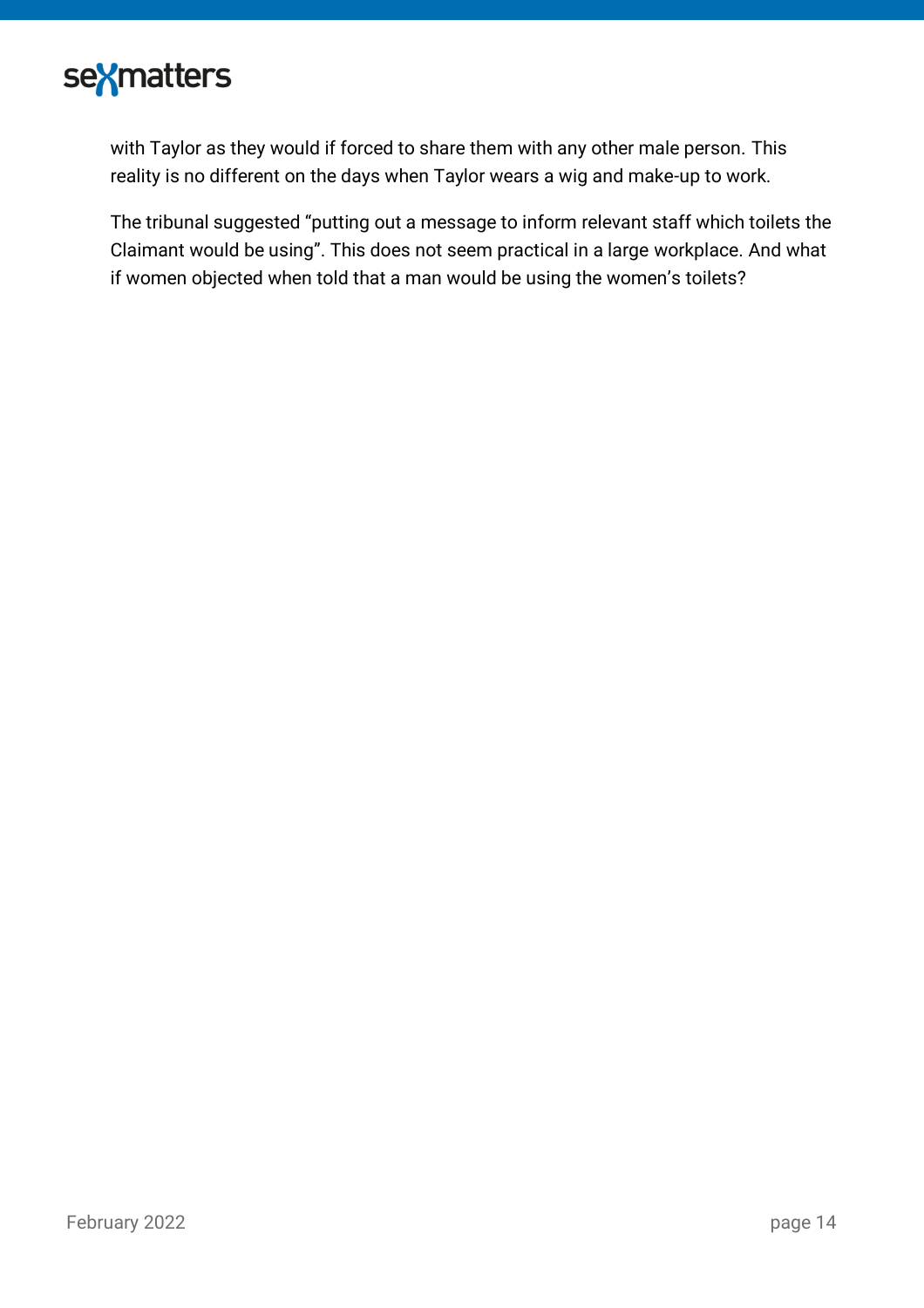with Taylor as they would if forced to share them with any other male person. This reality is no different on the days when Taylor wears a wig and make-up to work.

The tribunal suggested “putting out a message to inform relevant staff which toilets the Claimant would be using”. This does not seem practical in a large workplace. And what if women objected when told that a man would be using the women’s toilets?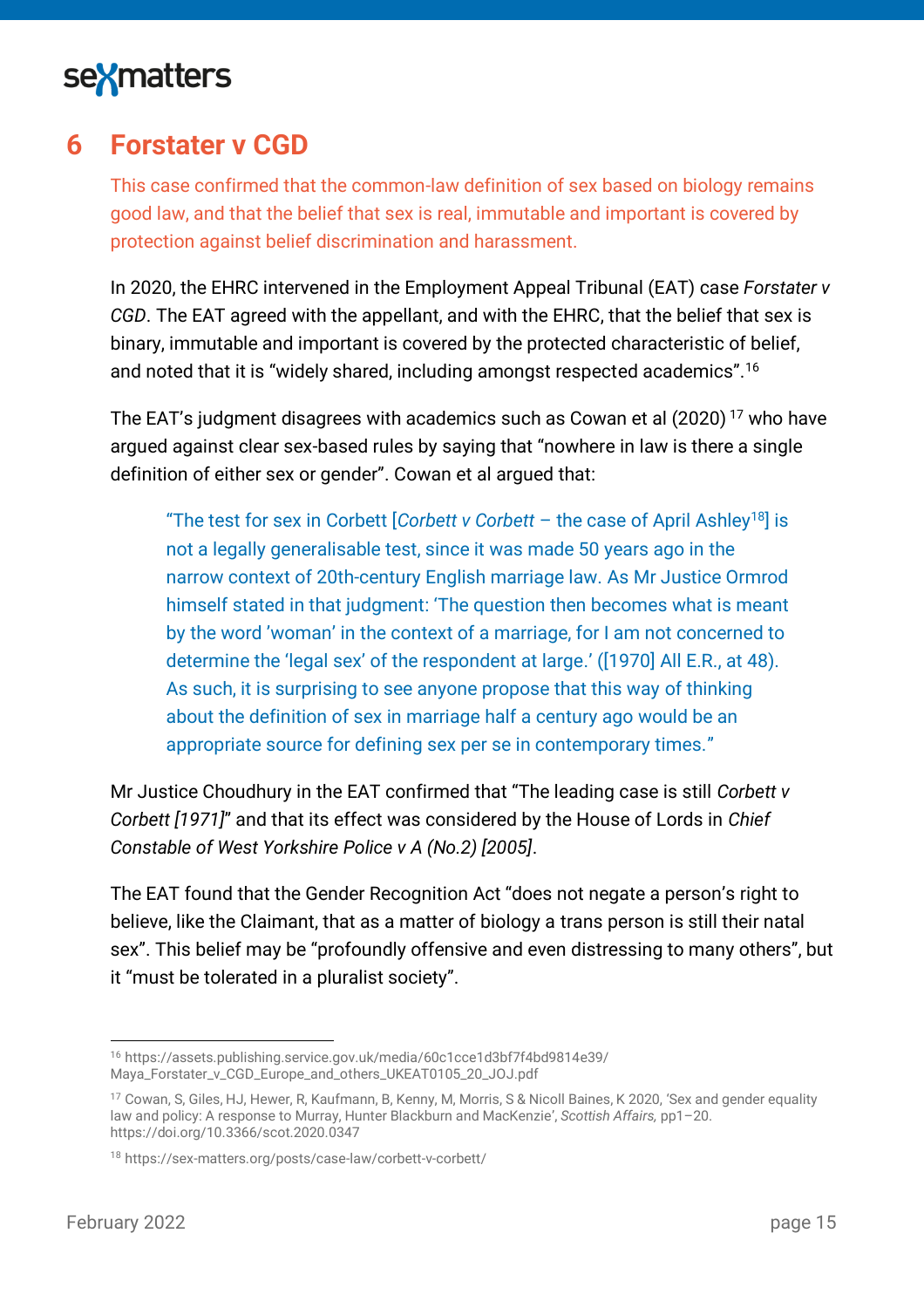# 6 Forstater v CGD

This case confirmed that the common-law definition of sex based on biology remains good law, and that the belief that sex is real, immutable and important is covered by protection against belief discrimination and harassment.

In 2020, the EHRC intervened in the Employment Appeal Tribunal (EAT) case *Forstater v CGD*. The EAT agreed with the appellant, and with the EHRC, that the belief that sex is binary, immutable and important is covered by the protected characteristic of belief, and noted that it is "widely shared, including amongst respected academics".[16]

The EAT's judgment disagrees with academics such as Cowan et al (2020) [17] who have argued against clear sex-based rules by saying that "nowhere in law is there a single definition of either sex or gender". Cowan et al argued that:

> "The test for sex in Corbett [*Corbett v Corbett* – the case of April Ashley[18]] is not a legally generalisable test, since it was made 50 years ago in the narrow context of 20th-century English marriage law. As Mr Justice Ormrod himself stated in that judgment: 'The question then becomes what is meant by the word 'woman' in the context of a marriage, for I am not concerned to determine the 'legal sex' of the respondent at large.' ([1970] All E.R., at 48). As such, it is surprising to see anyone propose that this way of thinking about the definition of sex in marriage half a century ago would be an appropriate source for defining sex per se in contemporary times."

Mr Justice Choudhury in the EAT confirmed that "The leading case is still *Corbett v Corbett [1971]*" and that its effect was considered by the House of Lords in *Chief Constable of West Yorkshire Police v A (No.2) [2005]*.

The EAT found that the Gender Recognition Act "does not negate a person's right to believe, like the Claimant, that as a matter of biology a trans person is still their natal sex". This belief may be "profoundly offensive and even distressing to many others", but it "must be tolerated in a pluralist society".

---

[16] https://assets.publishing.service.gov.uk/media/60c1cce1d3bf7f4bd9814e39/Maya_Forstater_v_CGD_Europe_and_others_UKEAT0105_20_JOJ.pdf

[17] Cowan, S, Giles, HJ, Hewer, R, Kaufmann, B, Kenny, M, Morris, S & Nicoll Baines, K 2020, 'Sex and gender equality law and policy: A response to Murray, Hunter Blackburn and MacKenzie', *Scottish Affairs,* pp1–20. https://doi.org/10.3366/scot.2020.0347

[18] https://sex-matters.org/posts/case-law/corbett-v-corbett/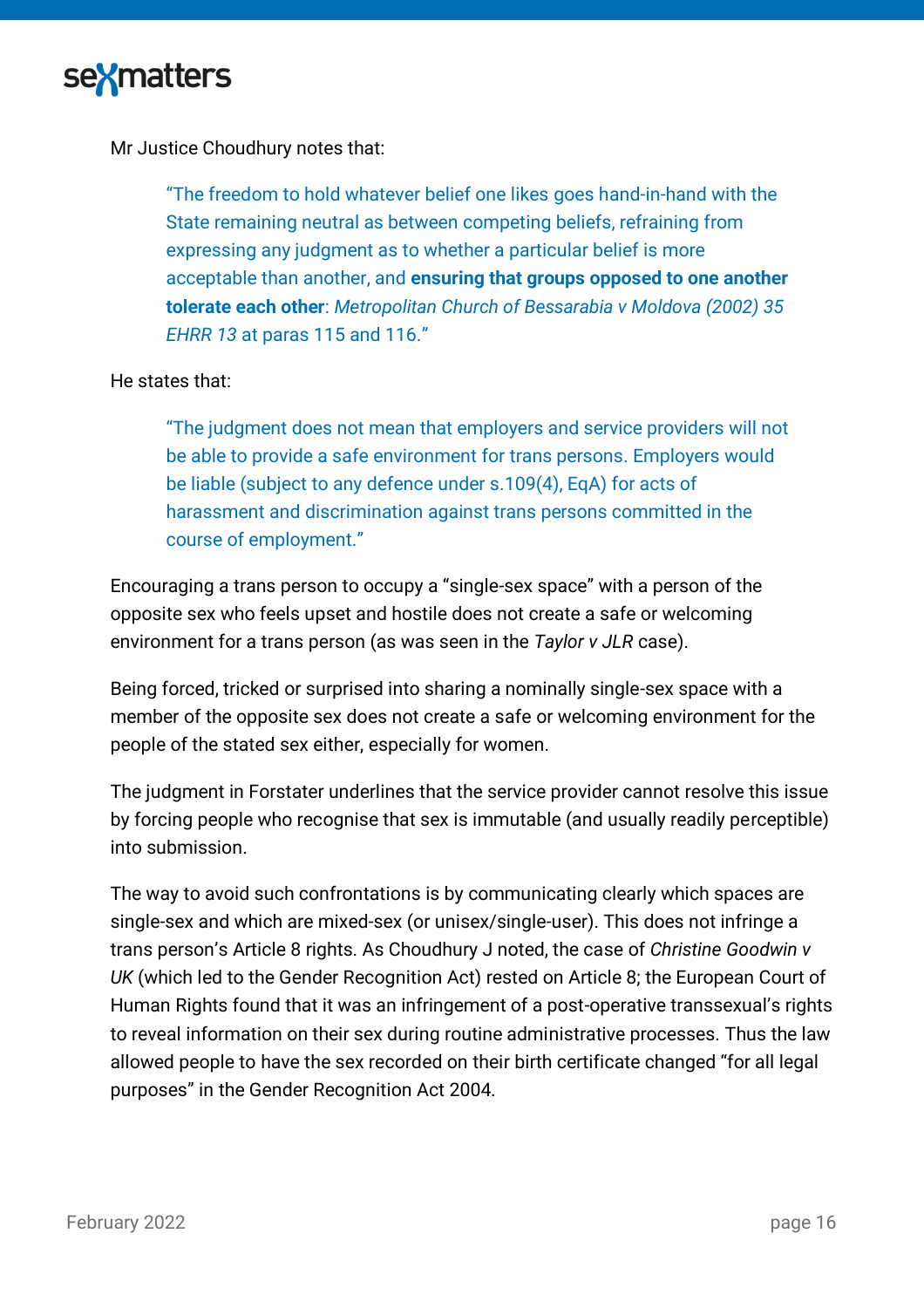Mr Justice Choudhury notes that:

> "The freedom to hold whatever belief one likes goes hand-in-hand with the State remaining neutral as between competing beliefs, refraining from expressing any judgment as to whether a particular belief is more acceptable than another, and **ensuring that groups opposed to one another tolerate each other**: *Metropolitan Church of Bessarabia v Moldova (2002) 35 EHRR 13* at paras 115 and 116."

He states that:

> "The judgment does not mean that employers and service providers will not be able to provide a safe environment for trans persons. Employers would be liable (subject to any defence under s.109(4), EqA) for acts of harassment and discrimination against trans persons committed in the course of employment."

Encouraging a trans person to occupy a "single-sex space" with a person of the opposite sex who feels upset and hostile does not create a safe or welcoming environment for a trans person (as was seen in the *Taylor v JLR* case).

Being forced, tricked or surprised into sharing a nominally single-sex space with a member of the opposite sex does not create a safe or welcoming environment for the people of the stated sex either, especially for women.

The judgment in Forstater underlines that the service provider cannot resolve this issue by forcing people who recognise that sex is immutable (and usually readily perceptible) into submission.

The way to avoid such confrontations is by communicating clearly which spaces are single-sex and which are mixed-sex (or unisex/single-user). This does not infringe a trans person's Article 8 rights. As Choudhury J noted, the case of *Christine Goodwin v UK* (which led to the Gender Recognition Act) rested on Article 8; the European Court of Human Rights found that it was an infringement of a post-operative transsexual's rights to reveal information on their sex during routine administrative processes. Thus the law allowed people to have the sex recorded on their birth certificate changed "for all legal purposes" in the Gender Recognition Act 2004.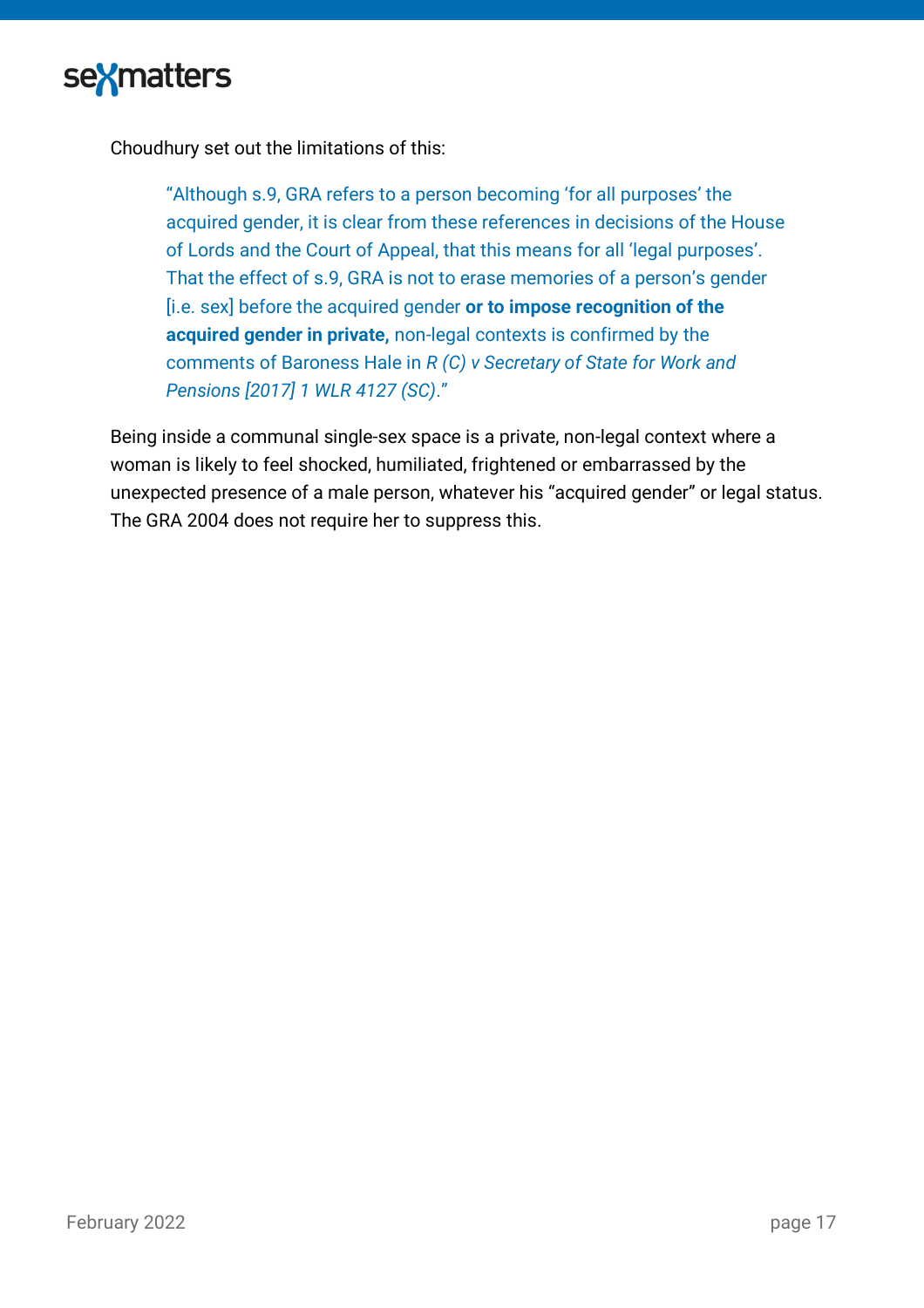Choudhury set out the limitations of this:

> "Although s.9, GRA refers to a person becoming 'for all purposes' the acquired gender, it is clear from these references in decisions of the House of Lords and the Court of Appeal, that this means for all 'legal purposes'. That the effect of s.9, GRA is not to erase memories of a person's gender [i.e. sex] before the acquired gender **or to impose recognition of the acquired gender in private,** non-legal contexts is confirmed by the comments of Baroness Hale in *R (C) v Secretary of State for Work and Pensions [2017] 1 WLR 4127 (SC)*."

Being inside a communal single-sex space is a private, non-legal context where a woman is likely to feel shocked, humiliated, frightened or embarrassed by the unexpected presence of a male person, whatever his "acquired gender" or legal status. The GRA 2004 does not require her to suppress this.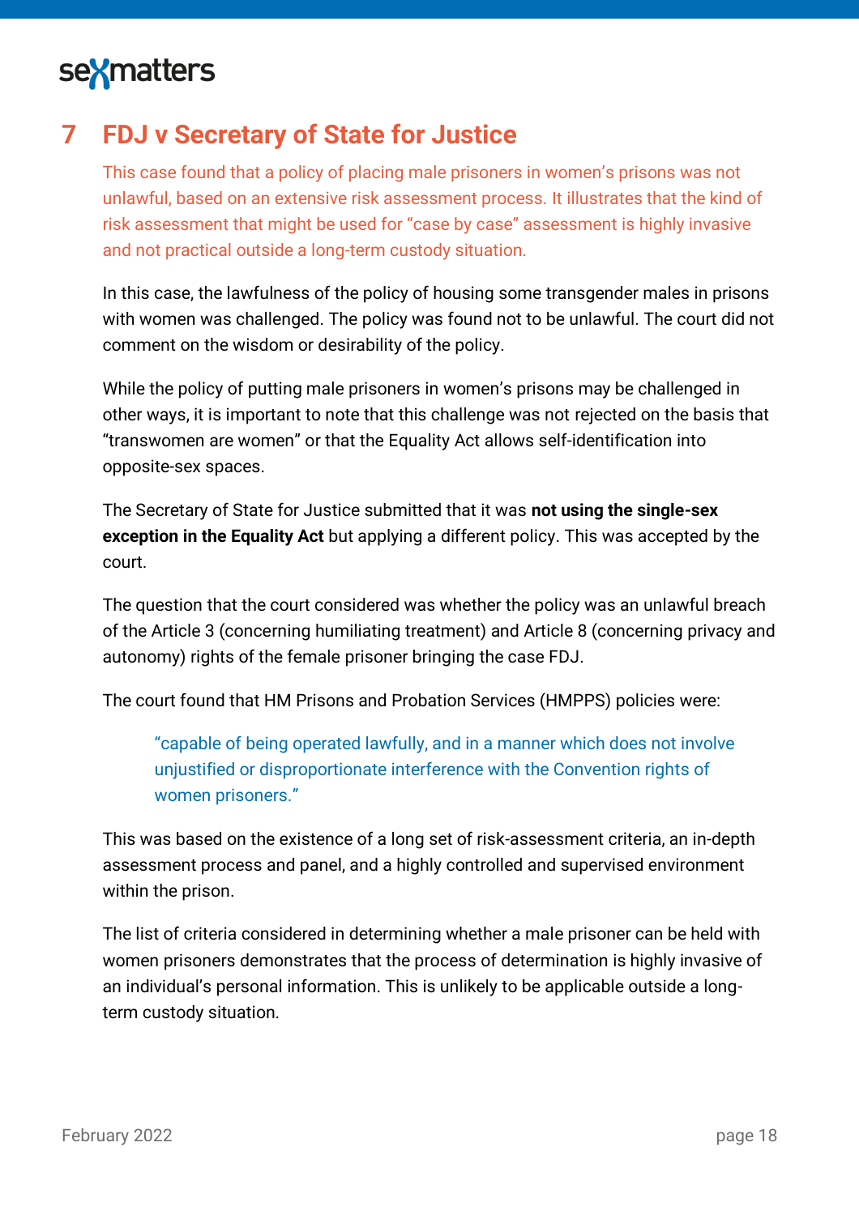## 7 FDJ v Secretary of State for Justice

This case found that a policy of placing male prisoners in women's prisons was not unlawful, based on an extensive risk assessment process. It illustrates that the kind of risk assessment that might be used for "case by case" assessment is highly invasive and not practical outside a long-term custody situation.

In this case, the lawfulness of the policy of housing some transgender males in prisons with women was challenged. The policy was found not to be unlawful. The court did not comment on the wisdom or desirability of the policy.

While the policy of putting male prisoners in women's prisons may be challenged in other ways, it is important to note that this challenge was not rejected on the basis that "transwomen are women" or that the Equality Act allows self-identification into opposite-sex spaces.

The Secretary of State for Justice submitted that it was **not using the single-sex exception in the Equality Act** but applying a different policy. This was accepted by the court.

The question that the court considered was whether the policy was an unlawful breach of the Article 3 (concerning humiliating treatment) and Article 8 (concerning privacy and autonomy) rights of the female prisoner bringing the case FDJ.

The court found that HM Prisons and Probation Services (HMPPS) policies were:

> "capable of being operated lawfully, and in a manner which does not involve unjustified or disproportionate interference with the Convention rights of women prisoners."

This was based on the existence of a long set of risk-assessment criteria, an in-depth assessment process and panel, and a highly controlled and supervised environment within the prison.

The list of criteria considered in determining whether a male prisoner can be held with women prisoners demonstrates that the process of determination is highly invasive of an individual's personal information. This is unlikely to be applicable outside a long-term custody situation.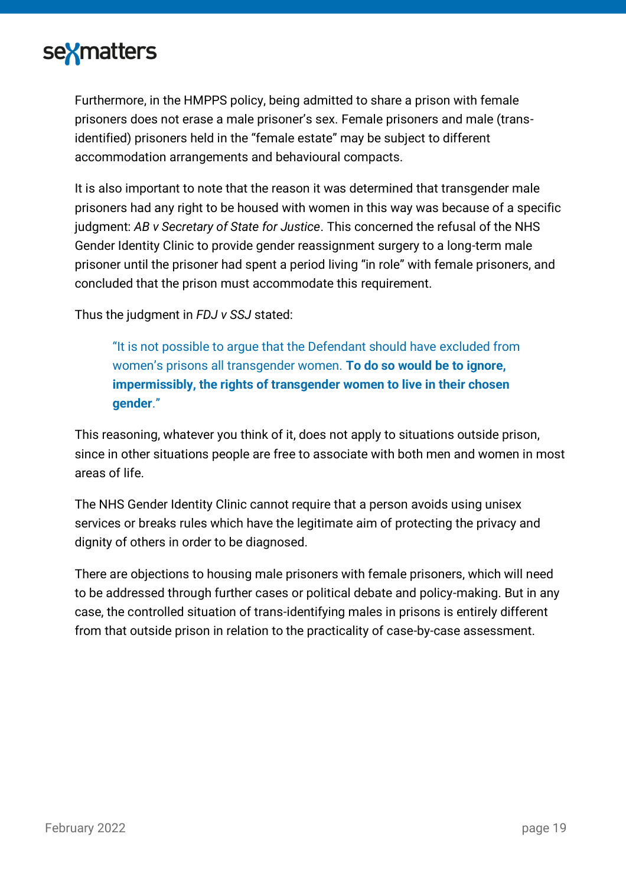Furthermore, in the HMPPS policy, being admitted to share a prison with female prisoners does not erase a male prisoner's sex. Female prisoners and male (trans-identified) prisoners held in the "female estate" may be subject to different accommodation arrangements and behavioural compacts.

It is also important to note that the reason it was determined that transgender male prisoners had any right to be housed with women in this way was because of a specific judgment: *AB v Secretary of State for Justice*. This concerned the refusal of the NHS Gender Identity Clinic to provide gender reassignment surgery to a long-term male prisoner until the prisoner had spent a period living "in role" with female prisoners, and concluded that the prison must accommodate this requirement.

Thus the judgment in *FDJ v SSJ* stated:

> "It is not possible to argue that the Defendant should have excluded from women's prisons all transgender women. **To do so would be to ignore, impermissibly, the rights of transgender women to live in their chosen gender**."

This reasoning, whatever you think of it, does not apply to situations outside prison, since in other situations people are free to associate with both men and women in most areas of life.

The NHS Gender Identity Clinic cannot require that a person avoids using unisex services or breaks rules which have the legitimate aim of protecting the privacy and dignity of others in order to be diagnosed.

There are objections to housing male prisoners with female prisoners, which will need to be addressed through further cases or political debate and policy-making. But in any case, the controlled situation of trans-identifying males in prisons is entirely different from that outside prison in relation to the practicality of case-by-case assessment.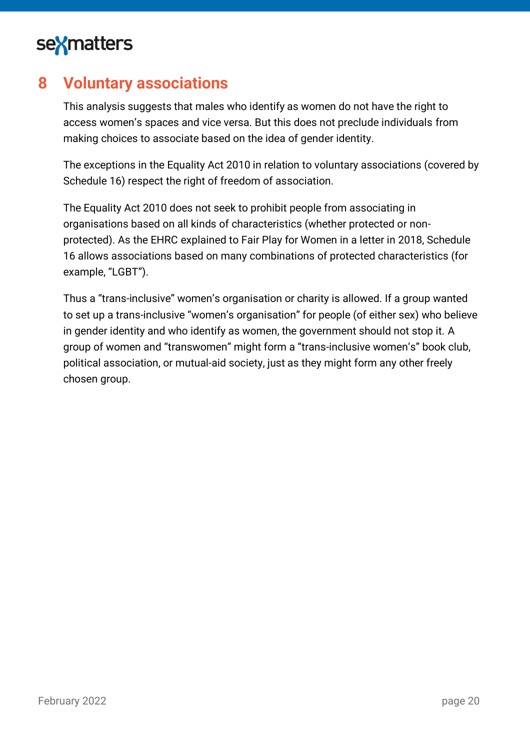## 8 Voluntary associations

This analysis suggests that males who identify as women do not have the right to access women's spaces and vice versa. But this does not preclude individuals from making choices to associate based on the idea of gender identity.

The exceptions in the Equality Act 2010 in relation to voluntary associations (covered by Schedule 16) respect the right of freedom of association.

The Equality Act 2010 does not seek to prohibit people from associating in organisations based on all kinds of characteristics (whether protected or non-protected). As the EHRC explained to Fair Play for Women in a letter in 2018, Schedule 16 allows associations based on many combinations of protected characteristics (for example, "LGBT").

Thus a "trans-inclusive" women's organisation or charity is allowed. If a group wanted to set up a trans-inclusive "women's organisation" for people (of either sex) who believe in gender identity and who identify as women, the government should not stop it. A group of women and "transwomen" might form a "trans-inclusive women's" book club, political association, or mutual-aid society, just as they might form any other freely chosen group.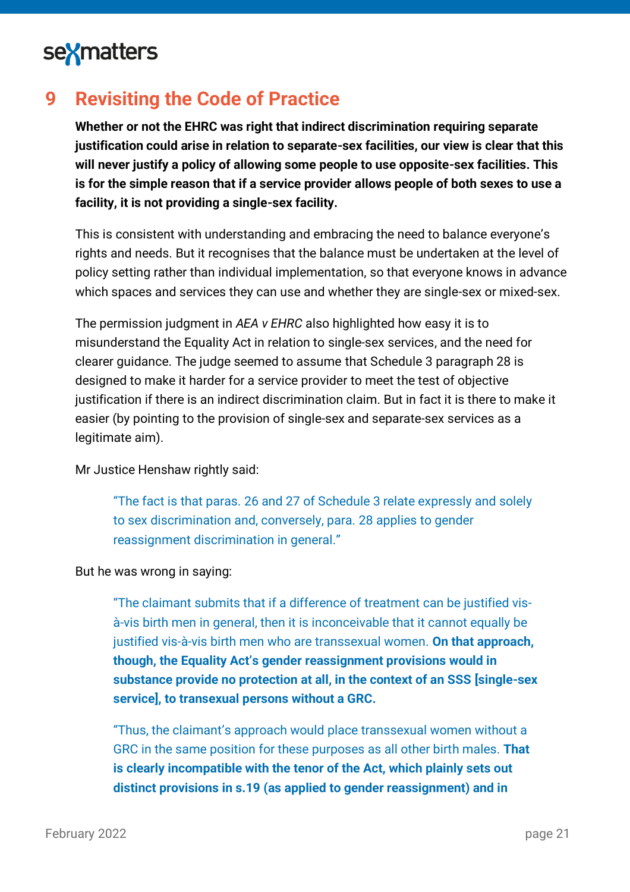## 9 Revisiting the Code of Practice

**Whether or not the EHRC was right that indirect discrimination requiring separate justification could arise in relation to separate-sex facilities, our view is clear that this will never justify a policy of allowing some people to use opposite-sex facilities. This is for the simple reason that if a service provider allows people of both sexes to use a facility, it is not providing a single-sex facility.**

This is consistent with understanding and embracing the need to balance everyone's rights and needs. But it recognises that the balance must be undertaken at the level of policy setting rather than individual implementation, so that everyone knows in advance which spaces and services they can use and whether they are single-sex or mixed-sex.

The permission judgment in *AEA v EHRC* also highlighted how easy it is to misunderstand the Equality Act in relation to single-sex services, and the need for clearer guidance. The judge seemed to assume that Schedule 3 paragraph 28 is designed to make it harder for a service provider to meet the test of objective justification if there is an indirect discrimination claim. But in fact it is there to make it easier (by pointing to the provision of single-sex and separate-sex services as a legitimate aim).

Mr Justice Henshaw rightly said:

> "The fact is that paras. 26 and 27 of Schedule 3 relate expressly and solely to sex discrimination and, conversely, para. 28 applies to gender reassignment discrimination in general."

But he was wrong in saying:

> "The claimant submits that if a difference of treatment can be justified vis-à-vis birth men in general, then it is inconceivable that it cannot equally be justified vis-à-vis birth men who are transsexual women. **On that approach, though, the Equality Act's gender reassignment provisions would in substance provide no protection at all, in the context of an SSS [single-sex service], to transexual persons without a GRC.**
>
> "Thus, the claimant's approach would place transsexual women without a GRC in the same position for these purposes as all other birth males. **That is clearly incompatible with the tenor of the Act, which plainly sets out distinct provisions in s.19 (as applied to gender reassignment) and in**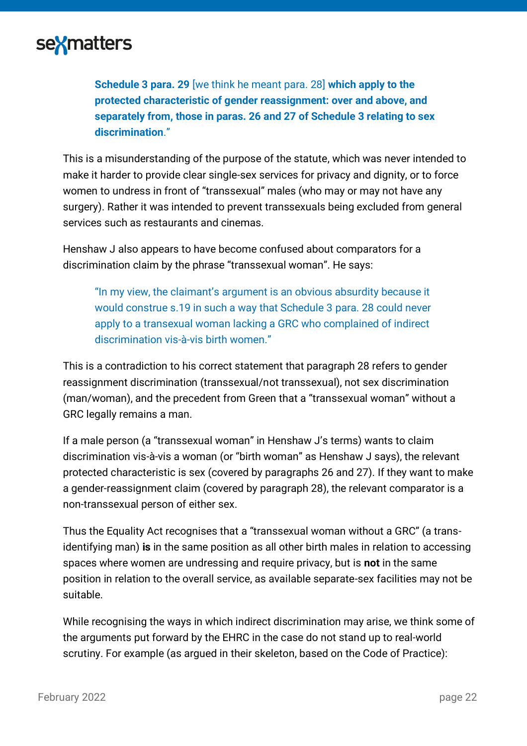> **Schedule 3 para. 29** [we think he meant para. 28] **which apply to the protected characteristic of gender reassignment: over and above, and separately from, those in paras. 26 and 27 of Schedule 3 relating to sex discrimination**."

This is a misunderstanding of the purpose of the statute, which was never intended to make it harder to provide clear single-sex services for privacy and dignity, or to force women to undress in front of "transsexual" males (who may or may not have any surgery). Rather it was intended to prevent transsexuals being excluded from general services such as restaurants and cinemas.

Henshaw J also appears to have become confused about comparators for a discrimination claim by the phrase "transsexual woman". He says:

> "In my view, the claimant's argument is an obvious absurdity because it would construe s.19 in such a way that Schedule 3 para. 28 could never apply to a transexual woman lacking a GRC who complained of indirect discrimination vis-à-vis birth women."

This is a contradiction to his correct statement that paragraph 28 refers to gender reassignment discrimination (transsexual/not transsexual), not sex discrimination (man/woman), and the precedent from Green that a "transsexual woman" without a GRC legally remains a man.

If a male person (a "transsexual woman" in Henshaw J's terms) wants to claim discrimination vis-à-vis a woman (or "birth woman" as Henshaw J says), the relevant protected characteristic is sex (covered by paragraphs 26 and 27). If they want to make a gender-reassignment claim (covered by paragraph 28), the relevant comparator is a non-transsexual person of either sex.

Thus the Equality Act recognises that a "transsexual woman without a GRC" (a trans-identifying man) **is** in the same position as all other birth males in relation to accessing spaces where women are undressing and require privacy, but is **not** in the same position in relation to the overall service, as available separate-sex facilities may not be suitable.

While recognising the ways in which indirect discrimination may arise, we think some of the arguments put forward by the EHRC in the case do not stand up to real-world scrutiny. For example (as argued in their skeleton, based on the Code of Practice):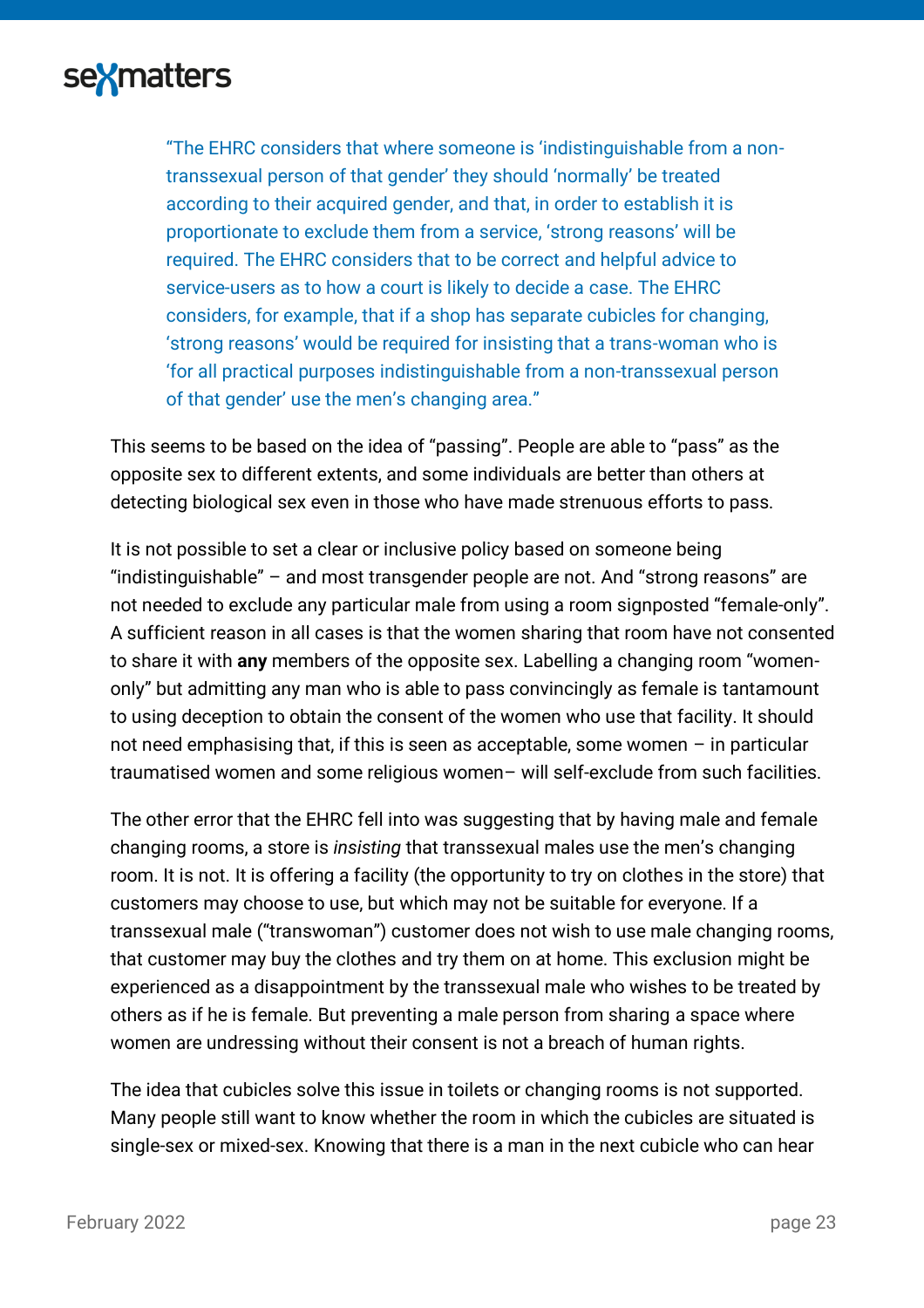> "The EHRC considers that where someone is 'indistinguishable from a non-transsexual person of that gender' they should 'normally' be treated according to their acquired gender, and that, in order to establish it is proportionate to exclude them from a service, 'strong reasons' will be required. The EHRC considers that to be correct and helpful advice to service-users as to how a court is likely to decide a case. The EHRC considers, for example, that if a shop has separate cubicles for changing, 'strong reasons' would be required for insisting that a trans-woman who is 'for all practical purposes indistinguishable from a non-transsexual person of that gender' use the men's changing area."

This seems to be based on the idea of "passing". People are able to "pass" as the opposite sex to different extents, and some individuals are better than others at detecting biological sex even in those who have made strenuous efforts to pass.

It is not possible to set a clear or inclusive policy based on someone being "indistinguishable" – and most transgender people are not. And "strong reasons" are not needed to exclude any particular male from using a room signposted "female-only". A sufficient reason in all cases is that the women sharing that room have not consented to share it with **any** members of the opposite sex. Labelling a changing room "women-only" but admitting any man who is able to pass convincingly as female is tantamount to using deception to obtain the consent of the women who use that facility. It should not need emphasising that, if this is seen as acceptable, some women – in particular traumatised women and some religious women– will self-exclude from such facilities.

The other error that the EHRC fell into was suggesting that by having male and female changing rooms, a store is *insisting* that transsexual males use the men's changing room. It is not. It is offering a facility (the opportunity to try on clothes in the store) that customers may choose to use, but which may not be suitable for everyone. If a transsexual male ("transwoman") customer does not wish to use male changing rooms, that customer may buy the clothes and try them on at home. This exclusion might be experienced as a disappointment by the transsexual male who wishes to be treated by others as if he is female. But preventing a male person from sharing a space where women are undressing without their consent is not a breach of human rights.

The idea that cubicles solve this issue in toilets or changing rooms is not supported. Many people still want to know whether the room in which the cubicles are situated is single-sex or mixed-sex. Knowing that there is a man in the next cubicle who can hear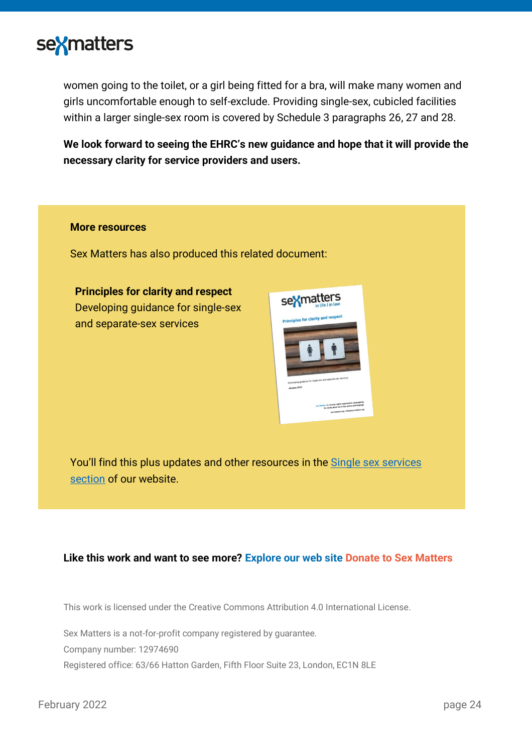women going to the toilet, or a girl being fitted for a bra, will make many women and girls uncomfortable enough to self-exclude. Providing single-sex, cubicled facilities within a larger single-sex room is covered by Schedule 3 paragraphs 26, 27 and 28.

**We look forward to seeing the EHRC's new guidance and hope that it will provide the necessary clarity for service providers and users.**

**More resources**

Sex Matters has also produced this related document:

**Principles for clarity and respect**
Developing guidance for single-sex and separate-sex services

You'll find this plus updates and other resources in the Single sex services section of our website.

**Like this work and want to see more?** Explore our web site Donate to Sex Matters

This work is licensed under the Creative Commons Attribution 4.0 International License.

Sex Matters is a not-for-profit company registered by guarantee.
Company number: 12974690
Registered office: 63/66 Hatton Garden, Fifth Floor Suite 23, London, EC1N 8LE